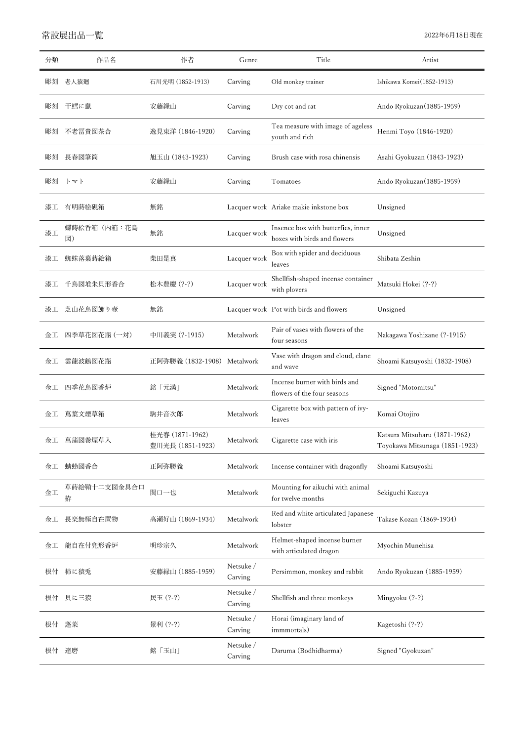常設展出品一覧

2022年6月18日現在

| 分類 | 作品名 | 作者 | Genre | Title | Artist |
|---|---|---|---|---|---|
| 彫刻 | 老人猿廻 | 石川光明 (1852-1913) | Carving | Old monkey trainer | Ishikawa Komei(1852-1913) |
| 彫刻 | 干鱈に鼠 | 安藤緑山 | Carving | Dry cot and rat | Ando Ryokuzan(1885-1959) |
| 彫刻 | 不老冨貴図茶合 | 逸見東洋 (1846-1920) | Carving | Tea measure with image of ageless youth and rich | Henmi Toyo (1846-1920) |
| 彫刻 | 長春図筆筒 | 旭玉山 (1843-1923) | Carving | Brush case with rosa chinensis | Asahi Gyokuzan (1843-1923) |
| 彫刻 | トマト | 安藤緑山 | Carving | Tomatoes | Ando Ryokuzan(1885-1959) |
| 漆工 | 有明蒔絵硯箱 | 無銘 | Lacquer work | Ariake makie inkstone box | Unsigned |
| 漆工 | 蝶蒔絵香箱（内箱：花鳥図） | 無銘 | Lacquer work | Insence box with butterfies, inner boxes with birds and flowers | Unsigned |
| 漆工 | 蜘蛛落葉蒔絵箱 | 柴田是真 | Lacquer work | Box with spider and deciduous leaves | Shibata Zeshin |
| 漆工 | 千鳥図堆朱貝形香合 | 松木豊慶 (?-?) | Lacquer work | Shellfish-shaped incense container with plovers | Matsuki Hokei (?-?) |
| 漆工 | 芝山花鳥図飾り壺 | 無銘 | Lacquer work | Pot with birds and flowers | Unsigned |
| 金工 | 四季草花図花瓶 (一対) | 中川義実 (?-1915) | Metalwork | Pair of vases with flowers of the four seasons | Nakagawa Yoshizane (?-1915) |
| 金工 | 雲龍波鶴図花瓶 | 正阿弥勝義 (1832-1908) | Metalwork | Vase with dragon and cloud, clane and wave | Shoami Katsuyoshi (1832-1908) |
| 金工 | 四季花鳥図香炉 | 銘「元満」 | Metalwork | Incense burner with birds and flowers of the four seasons | Signed "Motomitsu" |
| 金工 | 蔦葉文煙草箱 | 駒井音次郎 | Metalwork | Cigarette box with pattern of ivy-leaves | Komai Otojiro |
| 金工 | 菖蒲図巻煙草入 | 桂光春 (1871-1962) 豊川光長 (1851-1923) | Metalwork | Cigarette case with iris | Katsura Mitsuharu (1871-1962) Toyokawa Mitsunaga (1851-1923) |
| 金工 | 蜻蛉図香合 | 正阿弥勝義 | Metalwork | Incense container with dragonfly | Shoami Katsuyoshi |
| 金工 | 草蒔絵鞘十二支図金具合口拵 | 関口一也 | Metalwork | Mounting for aikuchi with animal for twelve months | Sekiguchi Kazuya |
| 金工 | 長楽無極自在置物 | 高瀬好山 (1869-1934) | Metalwork | Red and white articulated Japanese lobster | Takase Kozan (1869-1934) |
| 金工 | 龍自在付兜形香炉 | 明珍宗久 | Metalwork | Helmet-shaped incense burner with articulated dragon | Myochin Munehisa |
| 根付 | 柿に猿兎 | 安藤緑山 (1885-1959) | Netsuke / Carving | Persimmon, monkey and rabbit | Ando Ryokuzan (1885-1959) |
| 根付 | 貝に三猿 | 民玉 (?-?) | Netsuke / Carving | Shellfish and three monkeys | Mingyoku (?-?) |
| 根付 | 蓬莱 | 景利 (?-?) | Netsuke / Carving | Horai (imaginary land of immmortals) | Kagetoshi (?-?) |
| 根付 | 達磨 | 銘「玉山」 | Netsuke / Carving | Daruma (Bodhidharma) | Signed "Gyokuzan" |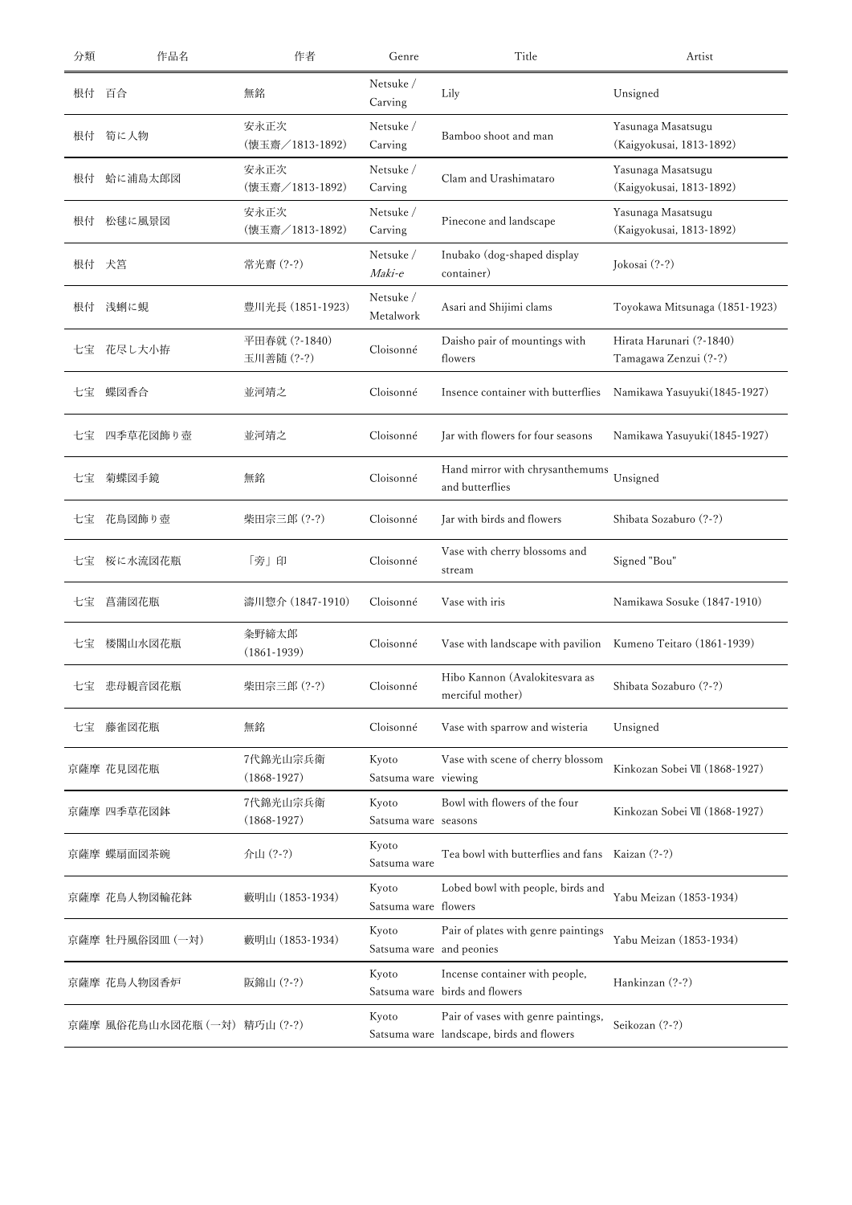| 分類 | 作品名 | 作者 | Genre | Title | Artist |
|---|---|---|---|---|---|
| 根付 | 百合 | 無銘 | Netsuke / Carving | Lily | Unsigned |
| 根付 | 筍に人物 | 安永正次 (懐玉齋／1813-1892) | Netsuke / Carving | Bamboo shoot and man | Yasunaga Masatsugu (Kaigyokusai, 1813-1892) |
| 根付 | 蛤に浦島太郎図 | 安永正次 (懐玉齋／1813-1892) | Netsuke / Carving | Clam and Urashimataro | Yasunaga Masatsugu (Kaigyokusai, 1813-1892) |
| 根付 | 松毬に風景図 | 安永正次 (懐玉齋／1813-1892) | Netsuke / Carving | Pinecone and landscape | Yasunaga Masatsugu (Kaigyokusai, 1813-1892) |
| 根付 | 犬筥 | 常光齋 (?-?) | Netsuke / *Maki-e* | Inubako (dog-shaped display container) | Jokosai (?-?) |
| 根付 | 浅蜊に蜆 | 豊川光長 (1851-1923) | Netsuke / Metalwork | Asari and Shijimi clams | Toyokawa Mitsunaga (1851-1923) |
| 七宝 | 花尽し大小拵 | 平田春就 (?-1840) 玉川善随 (?-?) | Cloisonné | Daisho pair of mountings with flowers | Hirata Harunari (?-1840) Tamagawa Zenzui (?-?) |
| 七宝 | 蝶図香合 | 並河靖之 | Cloisonné | Insence container with butterflies | Namikawa Yasuyuki(1845-1927) |
| 七宝 | 四季草花図飾り壺 | 並河靖之 | Cloisonné | Jar with flowers for four seasons | Namikawa Yasuyuki(1845-1927) |
| 七宝 | 菊蝶図手鏡 | 無銘 | Cloisonné | Hand mirror with chrysanthemums and butterflies | Unsigned |
| 七宝 | 花鳥図飾り壺 | 柴田宗三郎 (?-?) | Cloisonné | Jar with birds and flowers | Shibata Sozaburo (?-?) |
| 七宝 | 桜に水流図花瓶 | 「旁」印 | Cloisonné | Vase with cherry blossoms and stream | Signed "Bou" |
| 七宝 | 菖蒲図花瓶 | 濤川惣介 (1847-1910) | Cloisonné | Vase with iris | Namikawa Sosuke (1847-1910) |
| 七宝 | 楼閣山水図花瓶 | 粂野締太郎 (1861-1939) | Cloisonné | Vase with landscape with pavilion | Kumeno Teitaro (1861-1939) |
| 七宝 | 悲母観音図花瓶 | 柴田宗三郎 (?-?) | Cloisonné | Hibo Kannon (Avalokitesvara as merciful mother) | Shibata Sozaburo (?-?) |
| 七宝 | 藤雀図花瓶 | 無銘 | Cloisonné | Vase with sparrow and wisteria | Unsigned |
| 京薩摩 | 花見図花瓶 | 7代錦光山宗兵衛 (1868-1927) | Kyoto Satsuma ware | Vase with scene of cherry blossom viewing | Kinkozan Sobei Ⅶ (1868-1927) |
| 京薩摩 | 四季草花図鉢 | 7代錦光山宗兵衛 (1868-1927) | Kyoto Satsuma ware | Bowl with flowers of the four seasons | Kinkozan Sobei Ⅶ (1868-1927) |
| 京薩摩 | 蝶扇面図茶碗 | 介山 (?-?) | Kyoto Satsuma ware | Tea bowl with butterflies and fans | Kaizan (?-?) |
| 京薩摩 | 花鳥人物図輪花鉢 | 藪明山 (1853-1934) | Kyoto Satsuma ware | Lobed bowl with people, birds and flowers | Yabu Meizan (1853-1934) |
| 京薩摩 | 牡丹風俗図皿 (一対) | 藪明山 (1853-1934) | Kyoto Satsuma ware | Pair of plates with genre paintings and peonies | Yabu Meizan (1853-1934) |
| 京薩摩 | 花鳥人物図香炉 | 阪錦山 (?-?) | Kyoto Satsuma ware | Incense container with people, birds and flowers | Hankinzan (?-?) |
| 京薩摩 | 風俗花鳥山水図花瓶 (一対) | 精巧山 (?-?) | Kyoto Satsuma ware | Pair of vases with genre paintings, landscape, birds and flowers | Seikozan (?-?) |